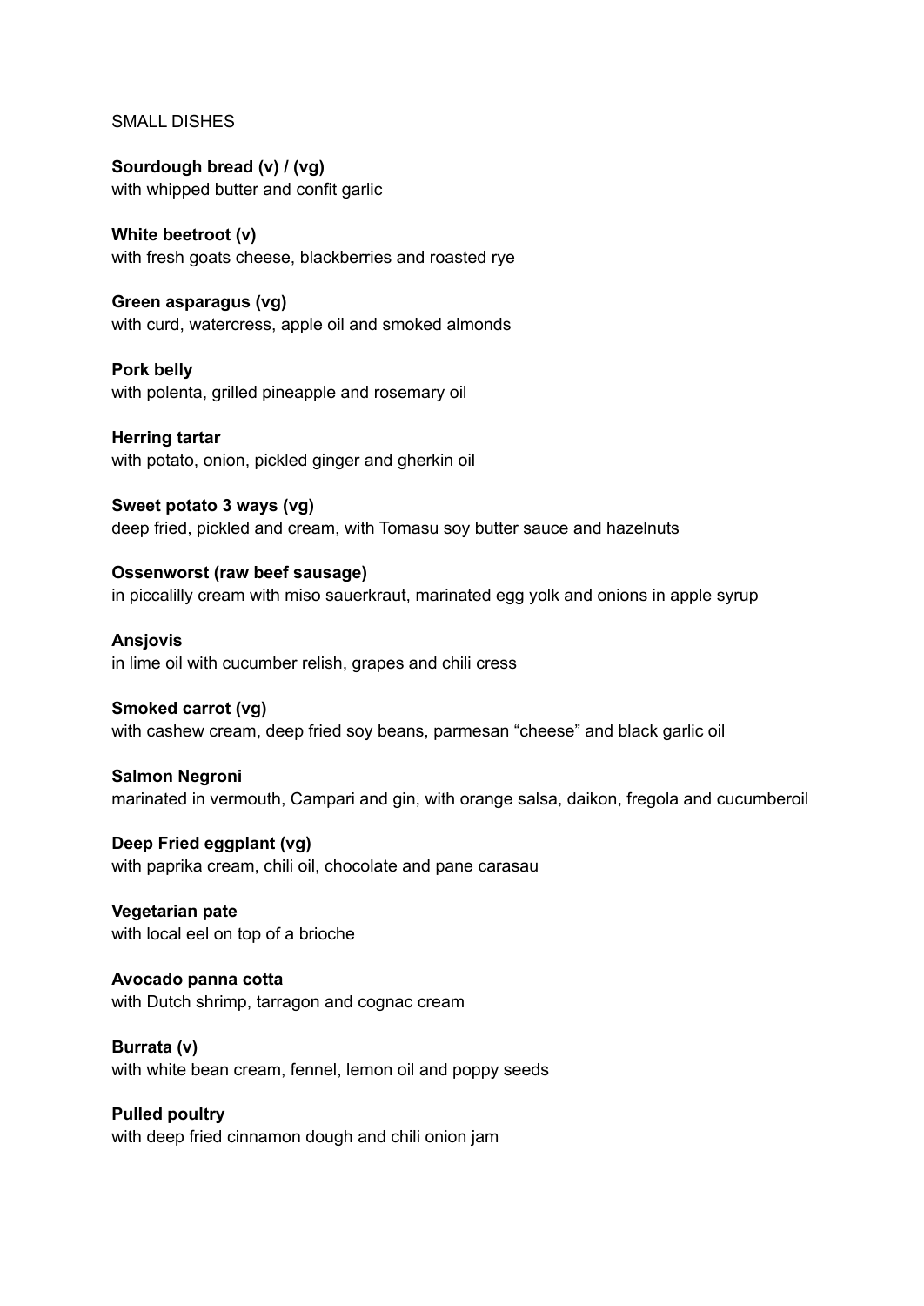# SMALL DISHES

**Sourdough bread (v) / (vg)**
with whipped butter and confit garlic

**White beetroot (v)**
with fresh goats cheese, blackberries and roasted rye

**Green asparagus (vg)**
with curd, watercress, apple oil and smoked almonds

**Pork belly**
with polenta, grilled pineapple and rosemary oil

**Herring tartar**
with potato, onion, pickled ginger and gherkin oil

**Sweet potato 3 ways (vg)**
deep fried, pickled and cream, with Tomasu soy butter sauce and hazelnuts

**Ossenworst (raw beef sausage)**
in piccalilly cream with miso sauerkraut, marinated egg yolk and onions in apple syrup

**Ansjovis**
in lime oil with cucumber relish, grapes and chili cress

**Smoked carrot (vg)**
with cashew cream, deep fried soy beans, parmesan "cheese" and black garlic oil

**Salmon Negroni**
marinated in vermouth, Campari and gin, with orange salsa, daikon, fregola and cucumberoil

**Deep Fried eggplant (vg)**
with paprika cream, chili oil, chocolate and pane carasau

**Vegetarian pate**
with local eel on top of a brioche

**Avocado panna cotta**
with Dutch shrimp, tarragon and cognac cream

**Burrata (v)**
with white bean cream, fennel, lemon oil and poppy seeds

**Pulled poultry**
with deep fried cinnamon dough and chili onion jam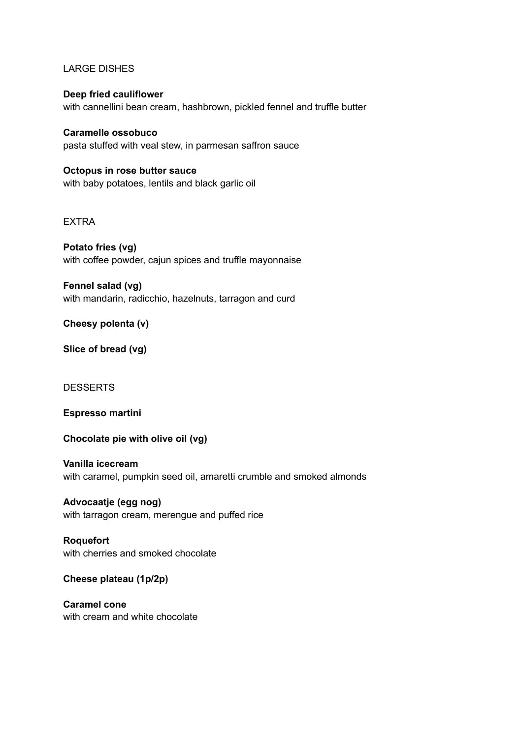## LARGE DISHES

**Deep fried cauliflower**
with cannellini bean cream, hashbrown, pickled fennel and truffle butter

**Caramelle ossobuco**
pasta stuffed with veal stew, in parmesan saffron sauce

**Octopus in rose butter sauce**
with baby potatoes, lentils and black garlic oil

## EXTRA

**Potato fries (vg)**
with coffee powder, cajun spices and truffle mayonnaise

**Fennel salad (vg)**
with mandarin, radicchio, hazelnuts, tarragon and curd

**Cheesy polenta (v)**

**Slice of bread (vg)**

## DESSERTS

**Espresso martini**

**Chocolate pie with olive oil (vg)**

**Vanilla icecream**
with caramel, pumpkin seed oil, amaretti crumble and smoked almonds

**Advocaatje (egg nog)**
with tarragon cream, merengue and puffed rice

**Roquefort**
with cherries and smoked chocolate

**Cheese plateau (1p/2p)**

**Caramel cone**
with cream and white chocolate